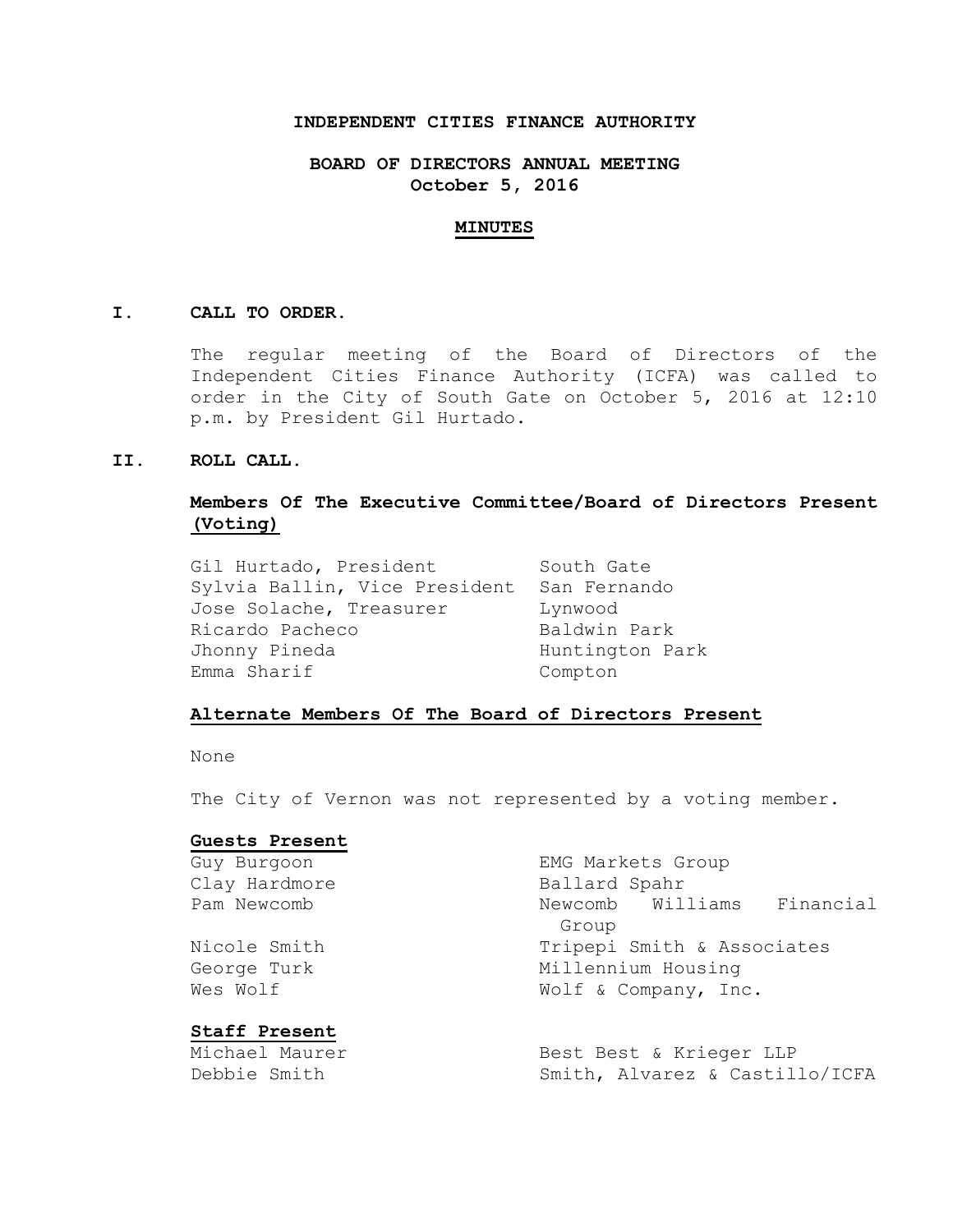**INDEPENDENT CITIES FINANCE AUTHORITY**

**BOARD OF DIRECTORS ANNUAL MEETING**
**October 5, 2016**

**MINUTES**

## I. CALL TO ORDER.

The regular meeting of the Board of Directors of the Independent Cities Finance Authority (ICFA) was called to order in the City of South Gate on October 5, 2016 at 12:10 p.m. by President Gil Hurtado.

## II. ROLL CALL.

### Members Of The Executive Committee/Board of Directors Present (Voting)

| | |
|---|---|
| Gil Hurtado, President | South Gate |
| Sylvia Ballin, Vice President | San Fernando |
| Jose Solache, Treasurer | Lynwood |
| Ricardo Pacheco | Baldwin Park |
| Jhonny Pineda | Huntington Park |
| Emma Sharif | Compton |

### Alternate Members Of The Board of Directors Present

None

The City of Vernon was not represented by a voting member.

### Guests Present

| | |
|---|---|
| Guy Burgoon | EMG Markets Group |
| Clay Hardmore | Ballard Spahr |
| Pam Newcomb | Newcomb Williams Financial Group |
| Nicole Smith | Tripepi Smith & Associates |
| George Turk | Millennium Housing |
| Wes Wolf | Wolf & Company, Inc. |

### Staff Present

| | |
|---|---|
| Michael Maurer | Best Best & Krieger LLP |
| Debbie Smith | Smith, Alvarez & Castillo/ICFA |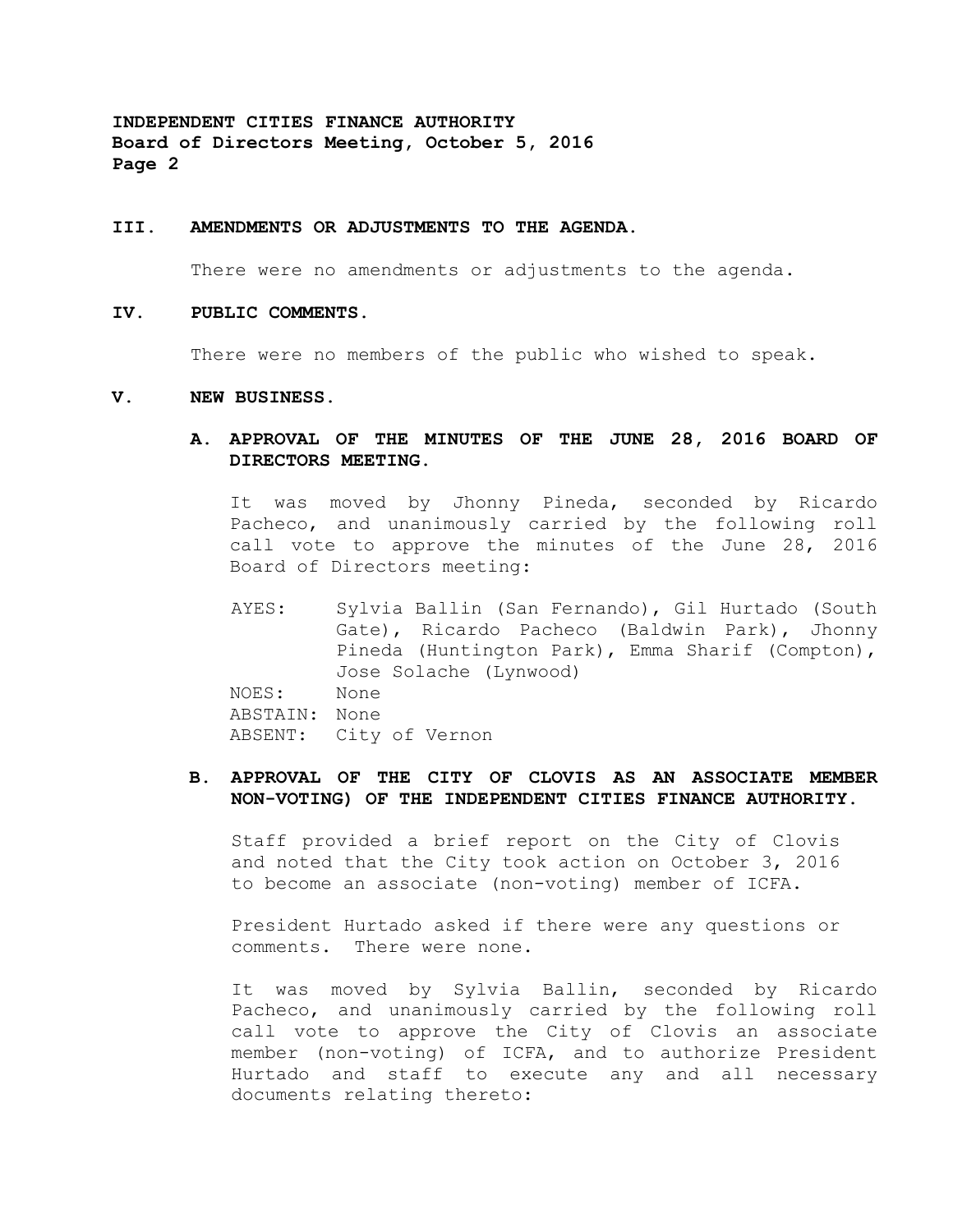## III. AMENDMENTS OR ADJUSTMENTS TO THE AGENDA.

There were no amendments or adjustments to the agenda.

## IV. PUBLIC COMMENTS.

There were no members of the public who wished to speak.

## V. NEW BUSINESS.

### A. APPROVAL OF THE MINUTES OF THE JUNE 28, 2016 BOARD OF DIRECTORS MEETING.

It was moved by Jhonny Pineda, seconded by Ricardo Pacheco, and unanimously carried by the following roll call vote to approve the minutes of the June 28, 2016 Board of Directors meeting:

AYES: Sylvia Ballin (San Fernando), Gil Hurtado (South Gate), Ricardo Pacheco (Baldwin Park), Jhonny Pineda (Huntington Park), Emma Sharif (Compton), Jose Solache (Lynwood)
NOES: None
ABSTAIN: None
ABSENT: City of Vernon

### B. APPROVAL OF THE CITY OF CLOVIS AS AN ASSOCIATE MEMBER NON-VOTING) OF THE INDEPENDENT CITIES FINANCE AUTHORITY.

Staff provided a brief report on the City of Clovis and noted that the City took action on October 3, 2016 to become an associate (non-voting) member of ICFA.

President Hurtado asked if there were any questions or comments. There were none.

It was moved by Sylvia Ballin, seconded by Ricardo Pacheco, and unanimously carried by the following roll call vote to approve the City of Clovis an associate member (non-voting) of ICFA, and to authorize President Hurtado and staff to execute any and all necessary documents relating thereto: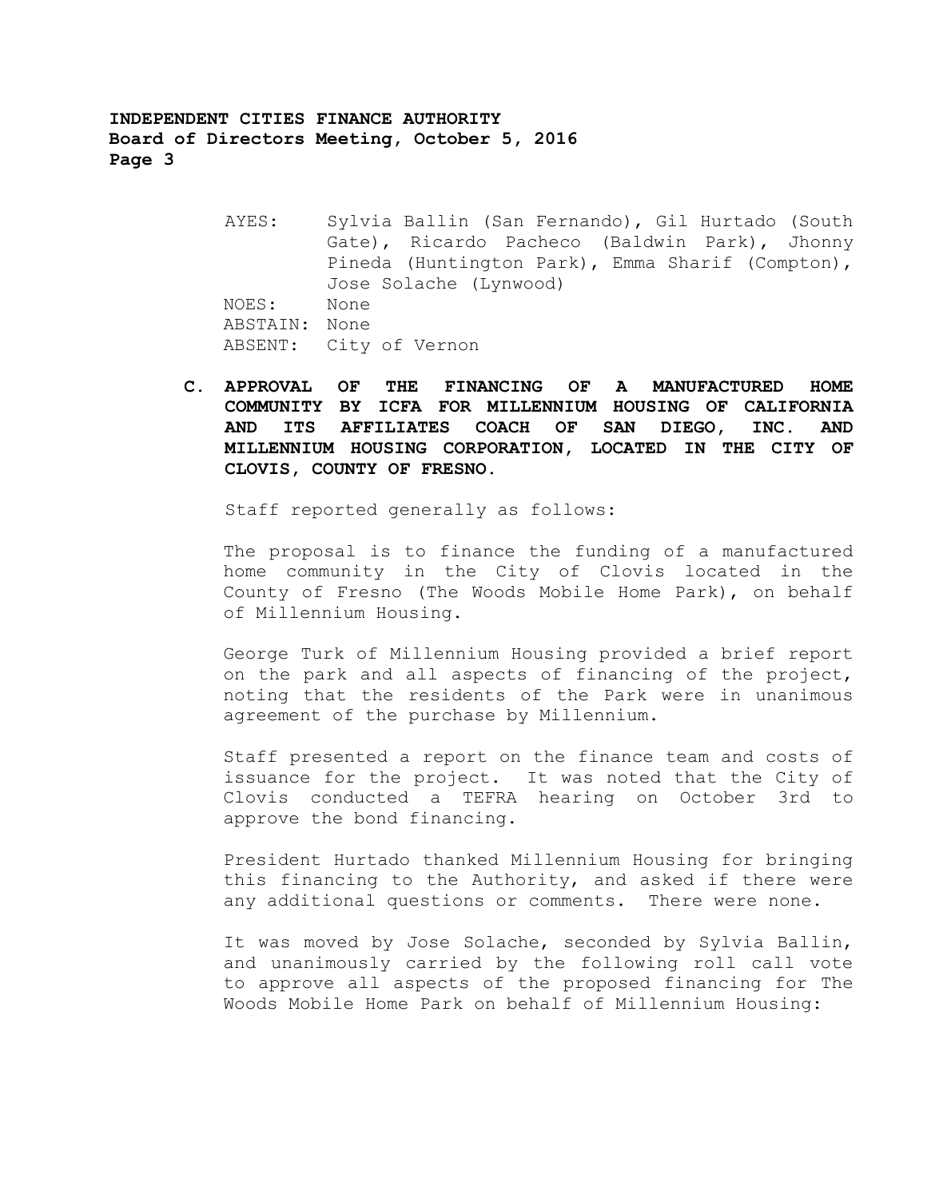AYES: Sylvia Ballin (San Fernando), Gil Hurtado (South Gate), Ricardo Pacheco (Baldwin Park), Jhonny Pineda (Huntington Park), Emma Sharif (Compton), Jose Solache (Lynwood)
NOES: None
ABSTAIN: None
ABSENT: City of Vernon

**C. APPROVAL OF THE FINANCING OF A MANUFACTURED HOME COMMUNITY BY ICFA FOR MILLENNIUM HOUSING OF CALIFORNIA AND ITS AFFILIATES COACH OF SAN DIEGO, INC. AND MILLENNIUM HOUSING CORPORATION, LOCATED IN THE CITY OF CLOVIS, COUNTY OF FRESNO.**

Staff reported generally as follows:

The proposal is to finance the funding of a manufactured home community in the City of Clovis located in the County of Fresno (The Woods Mobile Home Park), on behalf of Millennium Housing.

George Turk of Millennium Housing provided a brief report on the park and all aspects of financing of the project, noting that the residents of the Park were in unanimous agreement of the purchase by Millennium.

Staff presented a report on the finance team and costs of issuance for the project. It was noted that the City of Clovis conducted a TEFRA hearing on October 3rd to approve the bond financing.

President Hurtado thanked Millennium Housing for bringing this financing to the Authority, and asked if there were any additional questions or comments. There were none.

It was moved by Jose Solache, seconded by Sylvia Ballin, and unanimously carried by the following roll call vote to approve all aspects of the proposed financing for The Woods Mobile Home Park on behalf of Millennium Housing: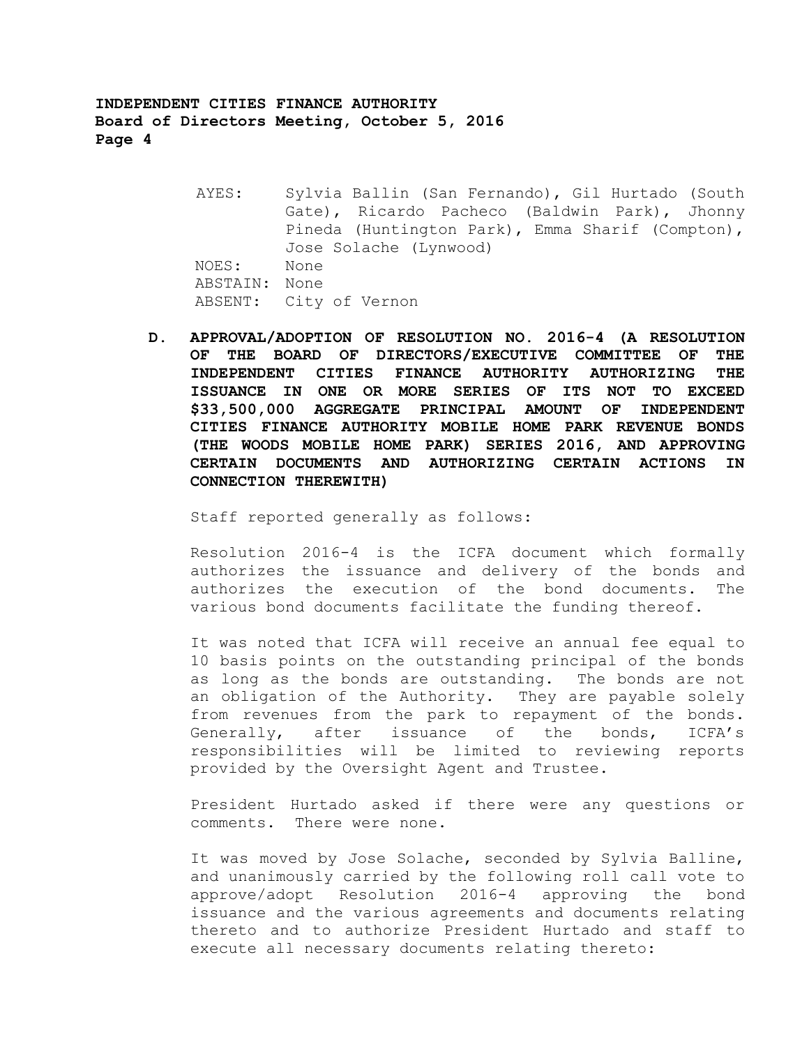AYES: Sylvia Ballin (San Fernando), Gil Hurtado (South Gate), Ricardo Pacheco (Baldwin Park), Jhonny Pineda (Huntington Park), Emma Sharif (Compton), Jose Solache (Lynwood)
NOES: None
ABSTAIN: None
ABSENT: City of Vernon

**D. APPROVAL/ADOPTION OF RESOLUTION NO. 2016-4 (A RESOLUTION OF THE BOARD OF DIRECTORS/EXECUTIVE COMMITTEE OF THE INDEPENDENT CITIES FINANCE AUTHORITY AUTHORIZING THE ISSUANCE IN ONE OR MORE SERIES OF ITS NOT TO EXCEED $33,500,000 AGGREGATE PRINCIPAL AMOUNT OF INDEPENDENT CITIES FINANCE AUTHORITY MOBILE HOME PARK REVENUE BONDS (THE WOODS MOBILE HOME PARK) SERIES 2016, AND APPROVING CERTAIN DOCUMENTS AND AUTHORIZING CERTAIN ACTIONS IN CONNECTION THEREWITH)**

Staff reported generally as follows:

Resolution 2016-4 is the ICFA document which formally authorizes the issuance and delivery of the bonds and authorizes the execution of the bond documents. The various bond documents facilitate the funding thereof.

It was noted that ICFA will receive an annual fee equal to 10 basis points on the outstanding principal of the bonds as long as the bonds are outstanding. The bonds are not an obligation of the Authority. They are payable solely from revenues from the park to repayment of the bonds. Generally, after issuance of the bonds, ICFA's responsibilities will be limited to reviewing reports provided by the Oversight Agent and Trustee.

President Hurtado asked if there were any questions or comments. There were none.

It was moved by Jose Solache, seconded by Sylvia Balline, and unanimously carried by the following roll call vote to approve/adopt Resolution 2016-4 approving the bond issuance and the various agreements and documents relating thereto and to authorize President Hurtado and staff to execute all necessary documents relating thereto: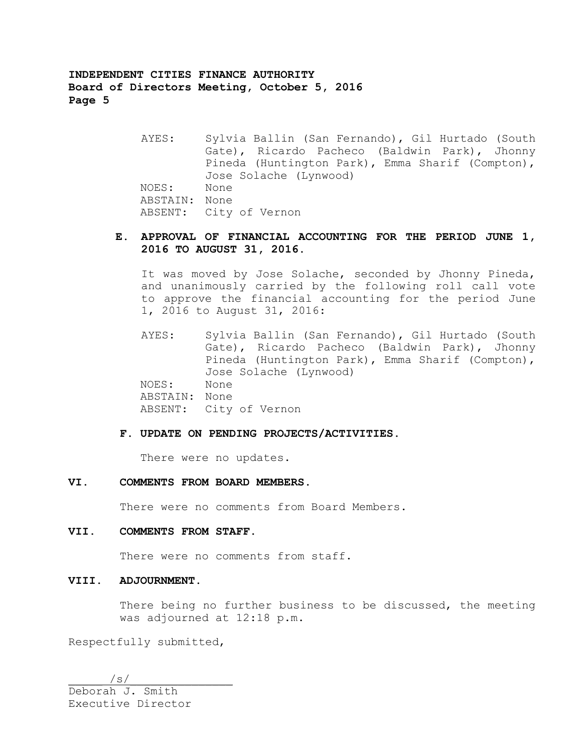AYES: Sylvia Ballin (San Fernando), Gil Hurtado (South Gate), Ricardo Pacheco (Baldwin Park), Jhonny Pineda (Huntington Park), Emma Sharif (Compton), Jose Solache (Lynwood)
NOES: None
ABSTAIN: None
ABSENT: City of Vernon

**E. APPROVAL OF FINANCIAL ACCOUNTING FOR THE PERIOD JUNE 1, 2016 TO AUGUST 31, 2016.**

It was moved by Jose Solache, seconded by Jhonny Pineda, and unanimously carried by the following roll call vote to approve the financial accounting for the period June 1, 2016 to August 31, 2016:

AYES: Sylvia Ballin (San Fernando), Gil Hurtado (South Gate), Ricardo Pacheco (Baldwin Park), Jhonny Pineda (Huntington Park), Emma Sharif (Compton), Jose Solache (Lynwood)
NOES: None
ABSTAIN: None
ABSENT: City of Vernon

**F. UPDATE ON PENDING PROJECTS/ACTIVITIES.**

There were no updates.

**VI. COMMENTS FROM BOARD MEMBERS.**

There were no comments from Board Members.

**VII. COMMENTS FROM STAFF.**

There were no comments from staff.

**VIII. ADJOURNMENT.**

There being no further business to be discussed, the meeting was adjourned at 12:18 p.m.

Respectfully submitted,

/s/
Deborah J. Smith
Executive Director